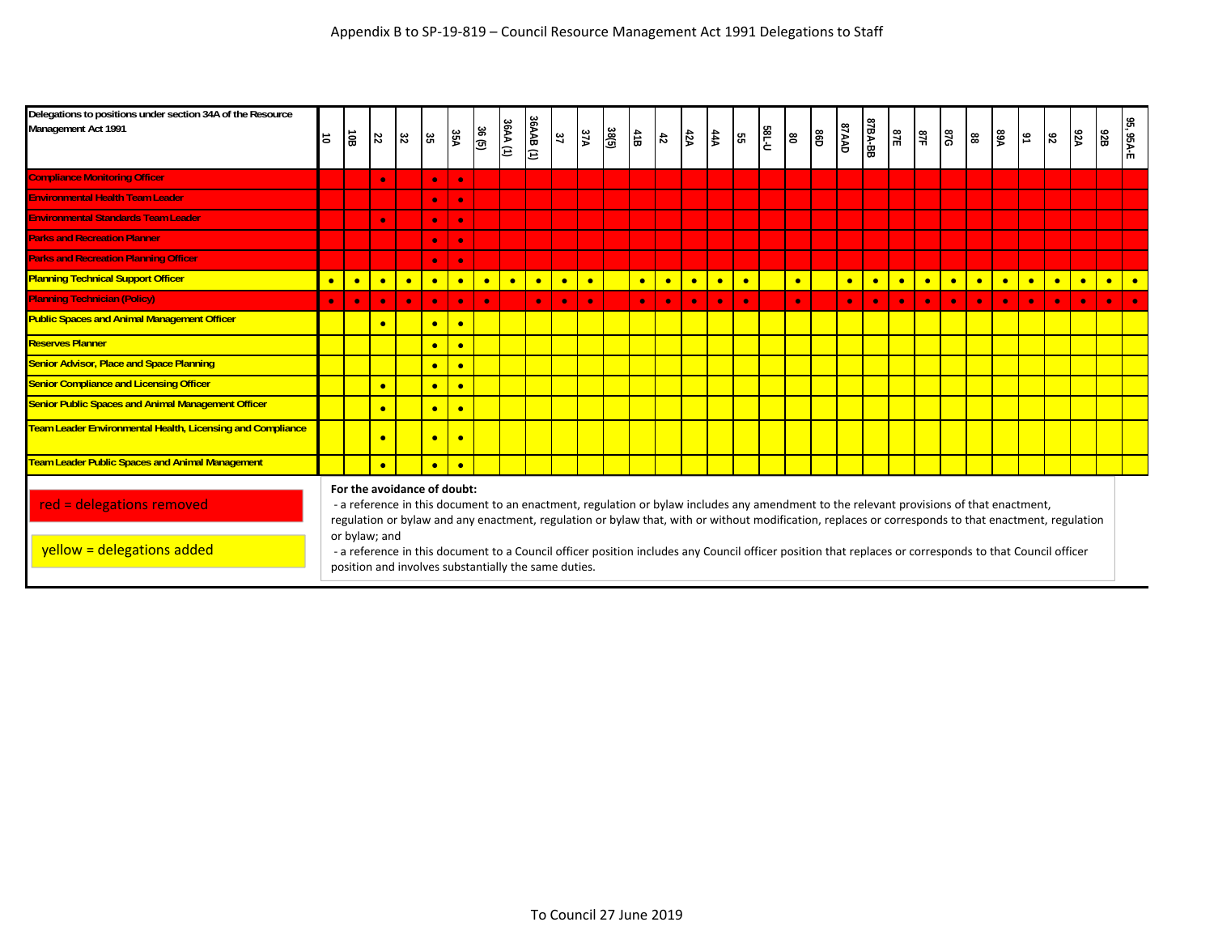# Appendix B to SP-19-819 – Council Resource Management Act 1991 Delegations to Staff

| Delegations to positions under section 34A of the Resource Management Act 1991 | Colour | 10 | 10B | 22 | 32 | 35 | 35A | 36 (5) | 36AA (1) | 36AAB (1) | 37 | 37A | 38(5) | 41B | 42 | 42A | 44A | 55 | 58L-U | 80 | 86D | 87AAD | 87BA-BB | 87E | 87F | 87G | 88 | 89A | 91 | 92 | 92A | 92B | 95, 95A-E |
|---|---|---|---|---|---|---|---|---|---|---|---|---|---|---|---|---|---|---|---|---|---|---|---|---|---|---|---|---|---|---|---|---|---|
| Compliance Monitoring Officer | red | | | • | | • | • | | | | | | | | | | | | | | | | | | | | | | | | | | |
| Environmental Health Team Leader | red | | | | | • | • | | | | | | | | | | | | | | | | | | | | | | | | | | |
| Environmental Standards Team Leader | red | | | • | | • | • | | | | | | | | | | | | | | | | | | | | | | | | | | |
| Parks and Recreation Planner | red | | | | | • | • | | | | | | | | | | | | | | | | | | | | | | | | | | |
| Parks and Recreation Planning Officer | red | | | | | • | • | | | | | | | | | | | | | | | | | | | | | | | | | | |
| Planning Technical Support Officer | yellow | • | • | • | • | • | • | • | • | • | • | • | | • | • | • | • | • | | • | | • | • | • | • | • | • | • | • | • | • | • | • |
| Planning Technician (Policy) | red | • | • | • | • | • | • | • | | • | • | • | | • | • | • | • | • | | • | | • | • | • | • | • | • | • | • | • | • | • | • |
| Public Spaces and Animal Management Officer | yellow | | | • | | • | • | | | | | | | | | | | | | | | | | | | | | | | | | | |
| Reserves Planner | yellow | | | | | • | • | | | | | | | | | | | | | | | | | | | | | | | | | | |
| Senior Advisor, Place and Space Planning | yellow | | | | | • | • | | | | | | | | | | | | | | | | | | | | | | | | | | |
| Senior Compliance and Licensing Officer | yellow | | | • | | • | • | | | | | | | | | | | | | | | | | | | | | | | | | | |
| Senior Public Spaces and Animal Management Officer | yellow | | | • | | • | • | | | | | | | | | | | | | | | | | | | | | | | | | | |
| Team Leader Environmental Health, Licensing and Compliance | yellow | | | • | | • | • | | | | | | | | | | | | | | | | | | | | | | | | | | |
| Team Leader Public Spaces and Animal Management | yellow | | | • | | • | • | | | | | | | | | | | | | | | | | | | | | | | | | | |

red = delegations removed

yellow = delegations added

**For the avoidance of doubt:**

- a reference in this document to an enactment, regulation or bylaw includes any amendment to the relevant provisions of that enactment, regulation or bylaw and any enactment, regulation or bylaw that, with or without modification, replaces or corresponds to that enactment, regulation or bylaw; and
- a reference in this document to a Council officer position includes any Council officer position that replaces or corresponds to that Council officer position and involves substantially the same duties.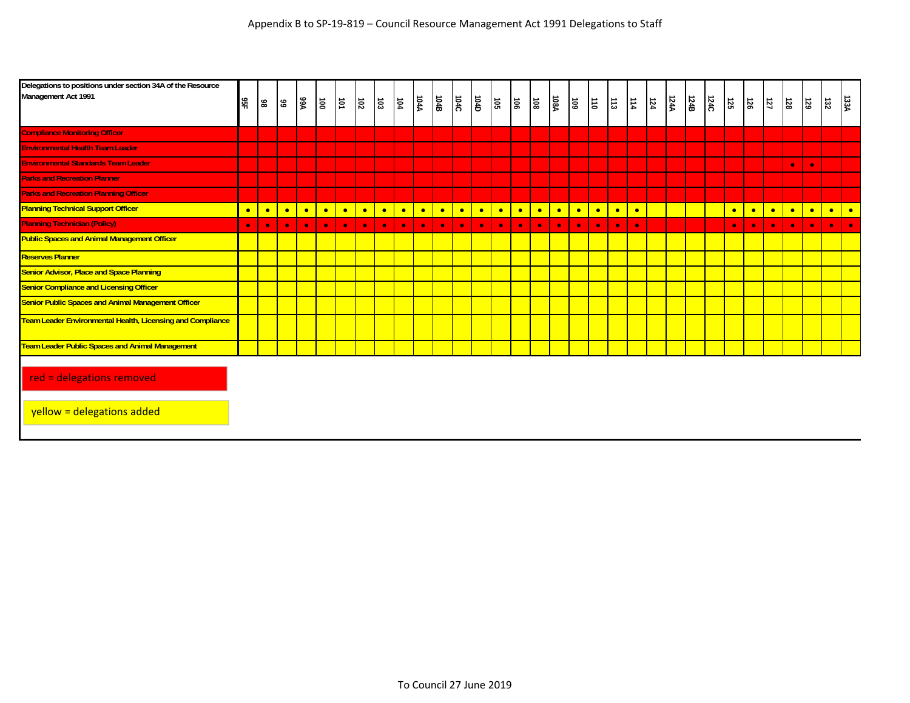| Delegations to positions under section 34A of the Resource Management Act 1991 | 95F | 98 | 99 | 99A | 100 | 101 | 102 | 103 | 104 | 104A | 104B | 104C | 104D | 105 | 106 | 108 | 108A | 109 | 110 | 113 | 114 | 124 | 124A | 124B | 124C | 125 | 126 | 127 | 128 | 129 | 132 | 133A |
|---|---|---|---|---|---|---|---|---|---|---|---|---|---|---|---|---|---|---|---|---|---|---|---|---|---|---|---|---|---|---|---|---|
| Compliance Monitoring Officer | | | | | | | | | | | | | | | | | | | | | | | | | | | | | | | | |
| Environmental Health Team Leader | | | | | | | | | | | | | | | | | | | | | | | | | | | | | | | | |
| Environmental Standards Team Leader | | | | | | | | | | | | | | | | | | | | | | | | | | | | | • | • | | |
| Parks and Recreation Planner | | | | | | | | | | | | | | | | | | | | | | | | | | | | | | | | |
| Parks and Recreation Planning Officer | | | | | | | | | | | | | | | | | | | | | | | | | | | | | | | | |
| Planning Technical Support Officer | • | • | • | • | • | • | • | • | • | • | • | • | • | • | • | • | • | • | • | • | • | | | | | • | • | • | • | • | • | • |
| Planning Technician (Policy) | • | • | • | • | • | • | • | • | • | • | • | • | • | • | • | • | • | • | • | • | • | | | | | • | • | • | • | • | • | • |
| Public Spaces and Animal Management Officer | | | | | | | | | | | | | | | | | | | | | | | | | | | | | | | | |
| Reserves Planner | | | | | | | | | | | | | | | | | | | | | | | | | | | | | | | | |
| Senior Advisor, Place and Space Planning | | | | | | | | | | | | | | | | | | | | | | | | | | | | | | | | |
| Senior Compliance and Licensing Officer | | | | | | | | | | | | | | | | | | | | | | | | | | | | | | | | |
| Senior Public Spaces and Animal Management Officer | | | | | | | | | | | | | | | | | | | | | | | | | | | | | | | | |
| Team Leader Environmental Health, Licensing and Compliance | | | | | | | | | | | | | | | | | | | | | | | | | | | | | | | | |
| Team Leader Public Spaces and Animal Management | | | | | | | | | | | | | | | | | | | | | | | | | | | | | | | | |

red = delegations removed

yellow = delegations added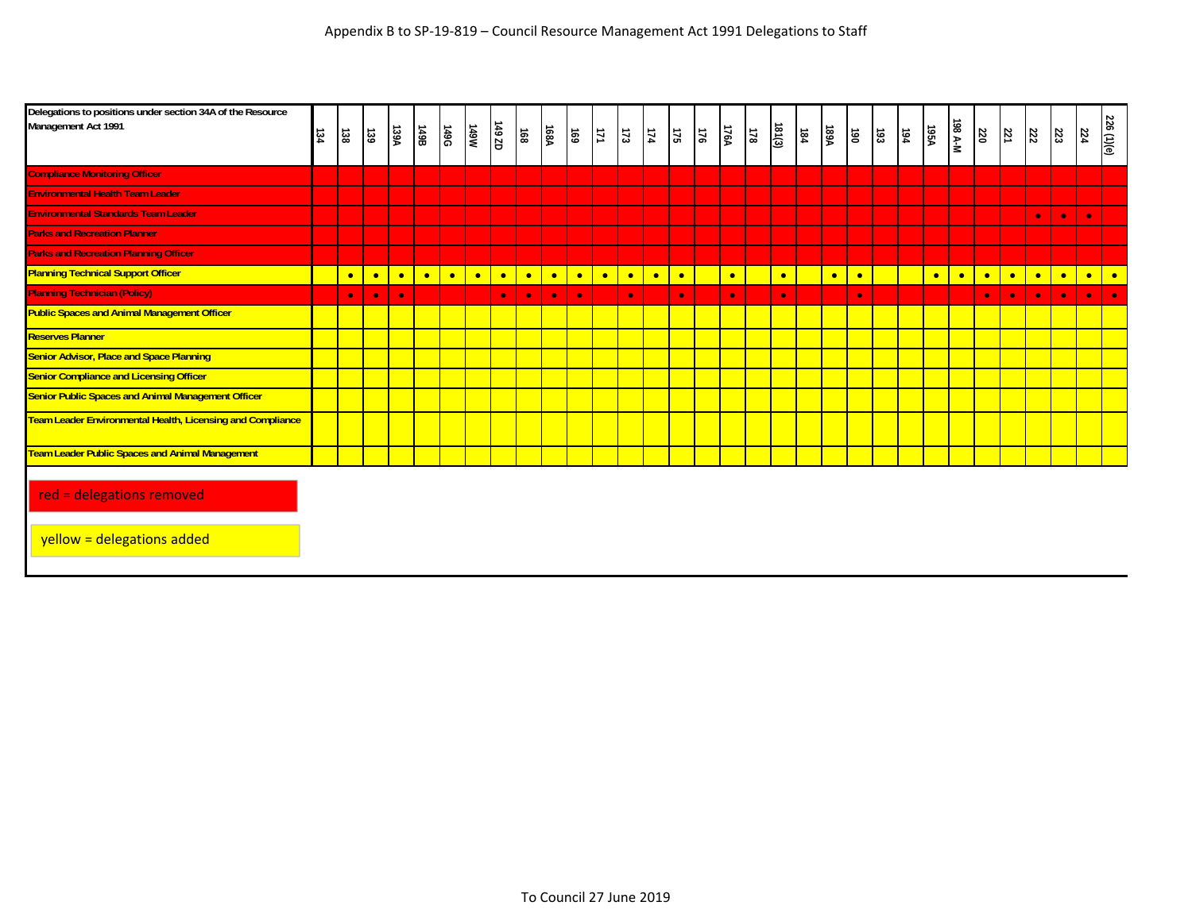# Appendix B to SP-19-819 – Council Resource Management Act 1991 Delegations to Staff

| Delegations to positions under section 34A of the Resource Management Act 1991 | Colour | 134 | 138 | 139 | 139A | 149B | 149G | 149W | 149 ZD | 168 | 168A | 169 | 171 | 173 | 174 | 175 | 176 | 176A | 178 | 181(3) | 184 | 189A | 190 | 193 | 194 | 195A | 198 A-M | 220 | 221 | 222 | 223 | 224 | 226 (1)(e) |
|---|---|---|---|---|---|---|---|---|---|---|---|---|---|---|---|---|---|---|---|---|---|---|---|---|---|---|---|---|---|---|---|---|---|
| Compliance Monitoring Officer | red | | | | | | | | | | | | | | | | | | | | | | | | | | | | | | | | |
| Environmental Health Team Leader | red | | | | | | | | | | | | | | | | | | | | | | | | | | | | | | | | |
| Environmental Standards Team Leader | red | | | | | | | | | | | | | | | | | | | | | | | | | | | | | • | • | • | |
| Parks and Recreation Planner | red | | | | | | | | | | | | | | | | | | | | | | | | | | | | | | | | |
| Parks and Recreation Planning Officer | red | | | | | | | | | | | | | | | | | | | | | | | | | | | | | | | | |
| Planning Technical Support Officer | yellow | | • | • | • | • | • | • | • | • | • | • | • | • | • | • | | • | | • | | • | • | | | • | • | • | • | • | • | • | • |
| Planning Technician (Policy) | red | | • | • | • | | | | • | • | • | • | | • | | • | | • | | • | | | • | | | | | • | • | • | • | • | • |
| Public Spaces and Animal Management Officer | yellow | | | | | | | | | | | | | | | | | | | | | | | | | | | | | | | | |
| Reserves Planner | yellow | | | | | | | | | | | | | | | | | | | | | | | | | | | | | | | | |
| Senior Advisor, Place and Space Planning | yellow | | | | | | | | | | | | | | | | | | | | | | | | | | | | | | | | |
| Senior Compliance and Licensing Officer | yellow | | | | | | | | | | | | | | | | | | | | | | | | | | | | | | | | |
| Senior Public Spaces and Animal Management Officer | yellow | | | | | | | | | | | | | | | | | | | | | | | | | | | | | | | | |
| Team Leader Environmental Health, Licensing and Compliance | yellow | | | | | | | | | | | | | | | | | | | | | | | | | | | | | | | | |
| Team Leader Public Spaces and Animal Management | yellow | | | | | | | | | | | | | | | | | | | | | | | | | | | | | | | | |

red = delegations removed

yellow = delegations added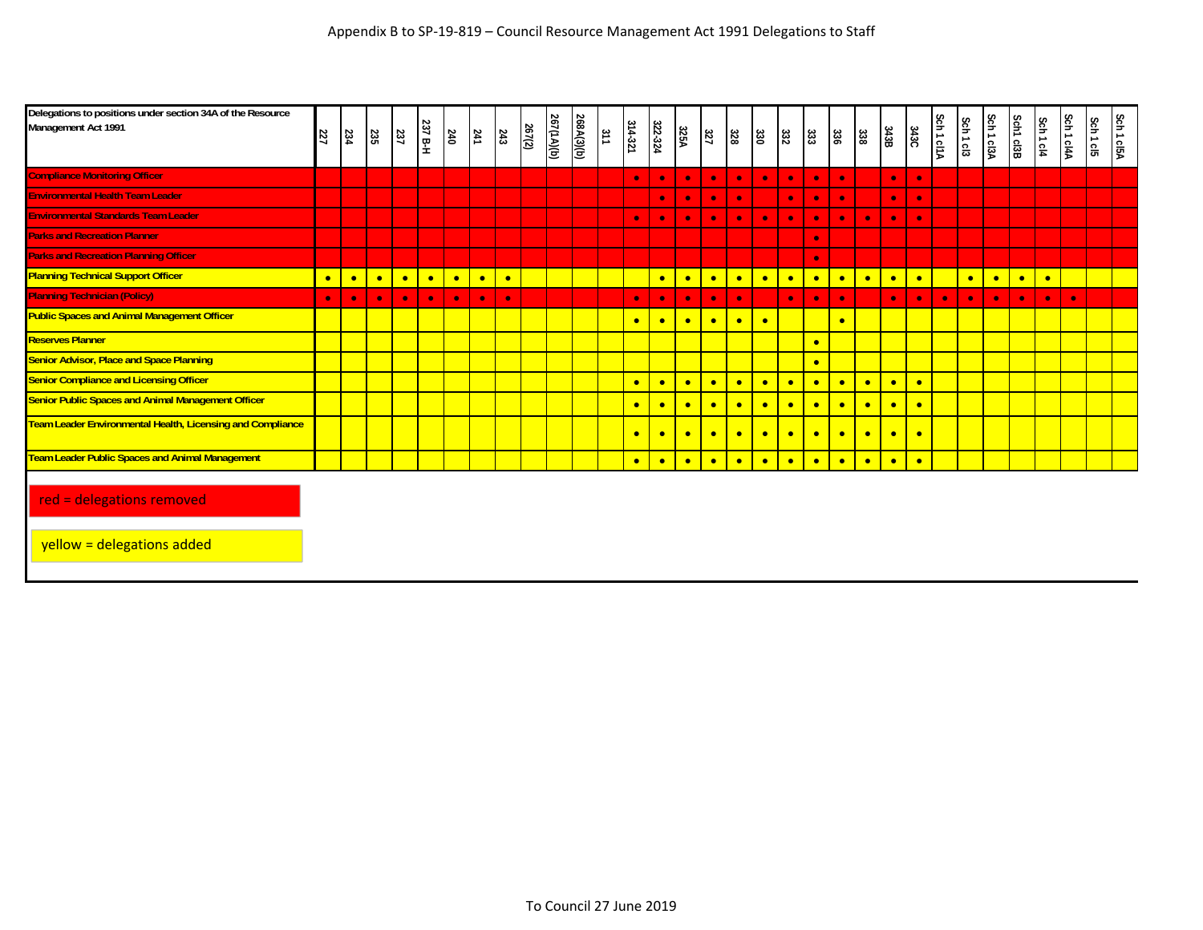Appendix B to SP-19-819 – Council Resource Management Act 1991 Delegations to Staff

| Delegations to positions under section 34A of the Resource Management Act 1991 | Change | 227 | 234 | 235 | 237 | 237 B-H | 240 | 241 | 243 | 267(2) | 267(1A)(b) | 268A(3)(b) | 311 | 314-321 | 322-324 | 325A | 327 | 328 | 330 | 332 | 333 | 336 | 338 | 343B | 343C | Sch 1 cl1A | Sch 1 cl3 | Sch 1 cl3A | Sch1 cl3B | Sch 1 cl4 | Sch 1 cl4A | Sch 1 cl5 | Sch 1 cl5A |
|---|---|---|---|---|---|---|---|---|---|---|---|---|---|---|---|---|---|---|---|---|---|---|---|---|---|---|---|---|---|---|---|---|---|
| Compliance Monitoring Officer | red | | | | | | | | | | | | | • | • | • | • | • | • | • | • | • | | • | • | | | | | | | | |
| Environmental Health Team Leader | red | | | | | | | | | | | | | | • | • | • | • | | • | • | • | | • | • | | | | | | | | |
| Environmental Standards Team Leader | red | | | | | | | | | | | | | • | • | • | • | • | • | • | • | • | • | • | • | | | | | | | | |
| Parks and Recreation Planner | red | | | | | | | | | | | | | | | | | | | | • | | | | | | | | | | | | |
| Parks and Recreation Planning Officer | red | | | | | | | | | | | | | | | | | | | | • | | | | | | | | | | | | |
| Planning Technical Support Officer | yellow | • | • | • | • | • | • | • | • | | | | | | • | • | • | • | • | • | • | • | • | • | • | | • | • | • | • | | | |
| Planning Technician (Policy) | red | • | • | • | • | • | • | • | • | | | | | • | • | • | • | • | | • | • | • | | • | • | • | • | • | • | • | • | | |
| Public Spaces and Animal Management Officer | yellow | | | | | | | | | | | | | • | • | • | • | • | • | | | • | | | | | | | | | | | |
| Reserves Planner | yellow | | | | | | | | | | | | | | | | | | | | • | | | | | | | | | | | | |
| Senior Advisor, Place and Space Planning | yellow | | | | | | | | | | | | | | | | | | | | • | | | | | | | | | | | | |
| Senior Compliance and Licensing Officer | yellow | | | | | | | | | | | | | • | • | • | • | • | • | • | • | • | • | • | • | | | | | | | | |
| Senior Public Spaces and Animal Management Officer | yellow | | | | | | | | | | | | | • | • | • | • | • | • | • | • | • | • | • | • | | | | | | | | |
| Team Leader Environmental Health, Licensing and Compliance | yellow | | | | | | | | | | | | | • | • | • | • | • | • | • | • | • | • | • | • | | | | | | | | |
| Team Leader Public Spaces and Animal Management | yellow | | | | | | | | | | | | | • | • | • | • | • | • | • | • | • | • | • | • | | | | | | | | |

red = delegations removed

yellow = delegations added

To Council 27 June 2019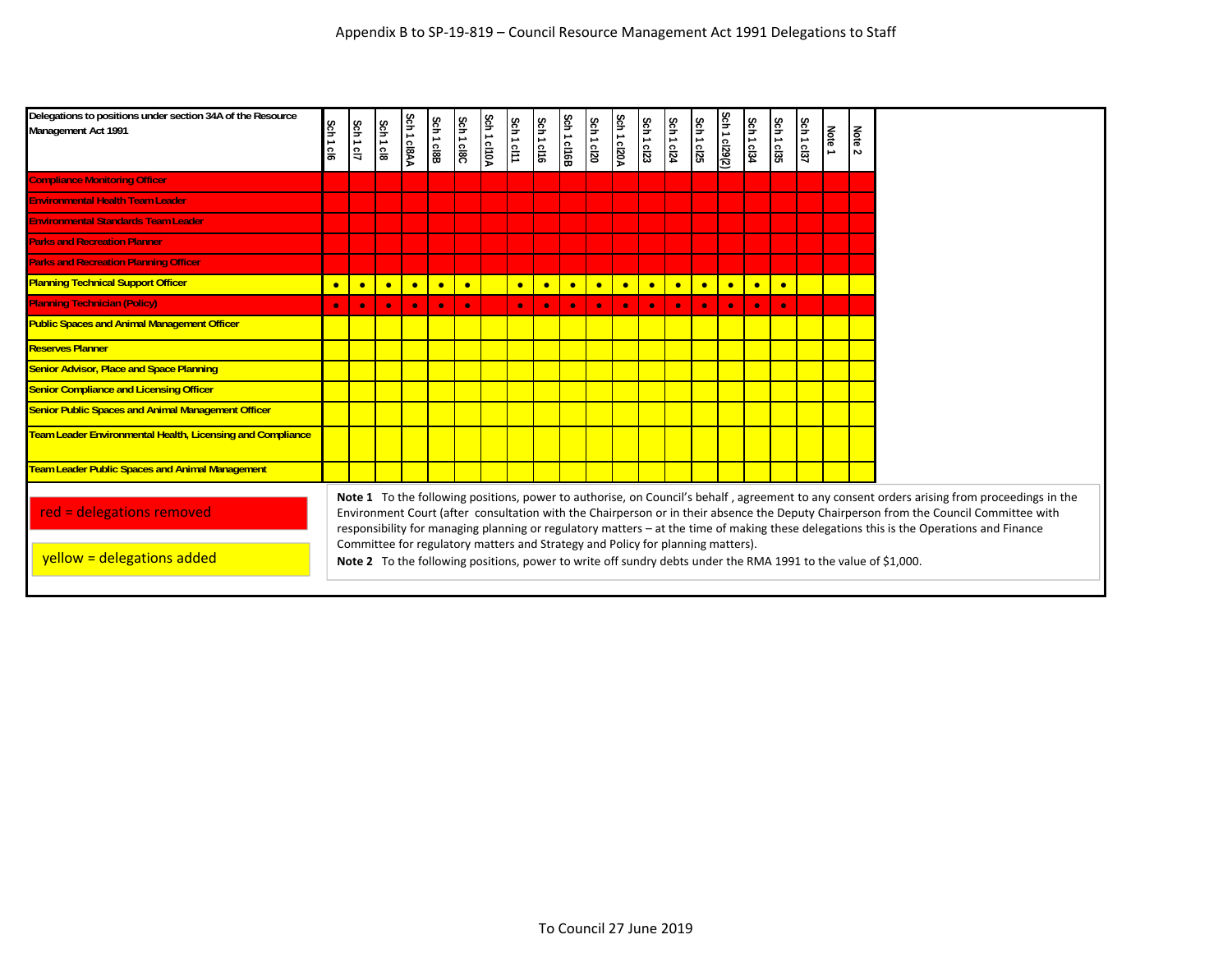# Appendix B to SP-19-819 – Council Resource Management Act 1991 Delegations to Staff

| Delegations to positions under section 34A of the Resource Management Act 1991 | Sch 1 cl6 | Sch 1 cl7 | Sch 1 cl8 | Sch 1 cl8AA | Sch 1 cl8B | Sch 1 cl8C | Sch 1 cl10A | Sch 1 cl11 | Sch 1 cl16 | Sch 1 cl16B | Sch 1 cl20 | Sch 1 cl20A | Sch 1 cl23 | Sch 1 cl24 | Sch 1 cl25 | Sch 1 cl29(2) | Sch 1 cl34 | Sch 1 cl35 | Sch 1 cl37 | Note 1 | Note 2 |
|---|---|---|---|---|---|---|---|---|---|---|---|---|---|---|---|---|---|---|---|---|---|
| Compliance Monitoring Officer | | | | | | | | | | | | | | | | | | | | | |
| Environmental Health Team Leader | | | | | | | | | | | | | | | | | | | | | |
| Environmental Standards Team Leader | | | | | | | | | | | | | | | | | | | | | |
| Parks and Recreation Planner | | | | | | | | | | | | | | | | | | | | | |
| Parks and Recreation Planning Officer | | | | | | | | | | | | | | | | | | | | | |
| Planning Technical Support Officer | • | • | • | • | • | • | | • | • | • | • | • | • | • | • | • | • | • | | | |
| Planning Technician (Policy) | • | • | • | • | • | • | | • | • | • | • | • | • | • | • | • | • | • | | | |
| Public Spaces and Animal Management Officer | | | | | | | | | | | | | | | | | | | | | |
| Reserves Planner | | | | | | | | | | | | | | | | | | | | | |
| Senior Advisor, Place and Space Planning | | | | | | | | | | | | | | | | | | | | | |
| Senior Compliance and Licensing Officer | | | | | | | | | | | | | | | | | | | | | |
| Senior Public Spaces and Animal Management Officer | | | | | | | | | | | | | | | | | | | | | |
| Team Leader Environmental Health, Licensing and Compliance | | | | | | | | | | | | | | | | | | | | | |
| Team Leader Public Spaces and Animal Management | | | | | | | | | | | | | | | | | | | | | |

red = delegations removed

yellow = delegations added

**Note 1** To the following positions, power to authorise, on Council's behalf , agreement to any consent orders arising from proceedings in the Environment Court (after consultation with the Chairperson or in their absence the Deputy Chairperson from the Council Committee with responsibility for managing planning or regulatory matters – at the time of making these delegations this is the Operations and Finance Committee for regulatory matters and Strategy and Policy for planning matters).

**Note 2** To the following positions, power to write off sundry debts under the RMA 1991 to the value of $1,000.

To Council 27 June 2019